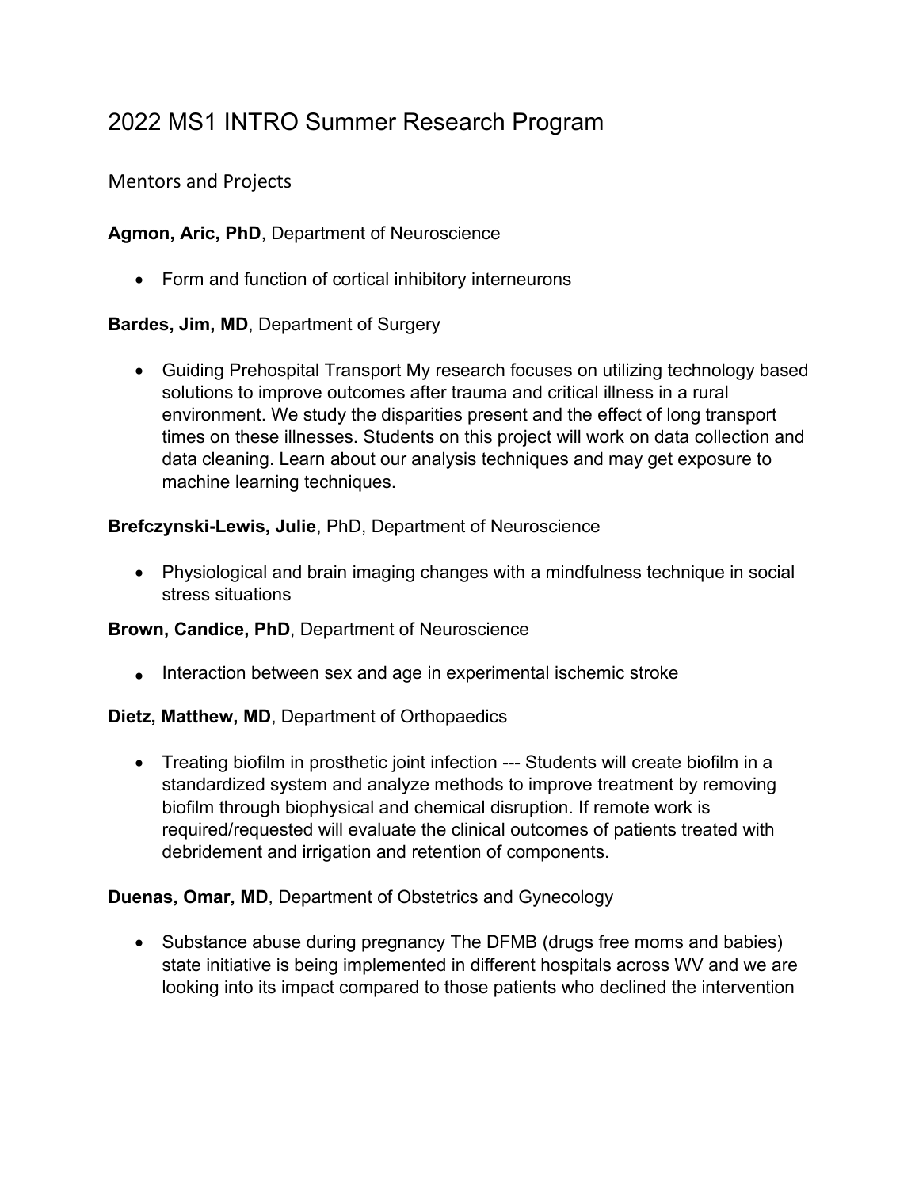# 2022 MS1 INTRO Summer Research Program

## Mentors and Projects

**Agmon, Aric, PhD**, Department of Neuroscience

- Form and function of cortical inhibitory interneurons

**Bardes, Jim, MD**, Department of Surgery

- Guiding Prehospital Transport My research focuses on utilizing technology based solutions to improve outcomes after trauma and critical illness in a rural environment. We study the disparities present and the effect of long transport times on these illnesses. Students on this project will work on data collection and data cleaning. Learn about our analysis techniques and may get exposure to machine learning techniques.

**Brefczynski-Lewis, Julie**, PhD, Department of Neuroscience

- Physiological and brain imaging changes with a mindfulness technique in social stress situations

**Brown, Candice, PhD**, Department of Neuroscience

- Interaction between sex and age in experimental ischemic stroke

**Dietz, Matthew, MD**, Department of Orthopaedics

- Treating biofilm in prosthetic joint infection --- Students will create biofilm in a standardized system and analyze methods to improve treatment by removing biofilm through biophysical and chemical disruption. If remote work is required/requested will evaluate the clinical outcomes of patients treated with debridement and irrigation and retention of components.

**Duenas, Omar, MD**, Department of Obstetrics and Gynecology

- Substance abuse during pregnancy The DFMB (drugs free moms and babies) state initiative is being implemented in different hospitals across WV and we are looking into its impact compared to those patients who declined the intervention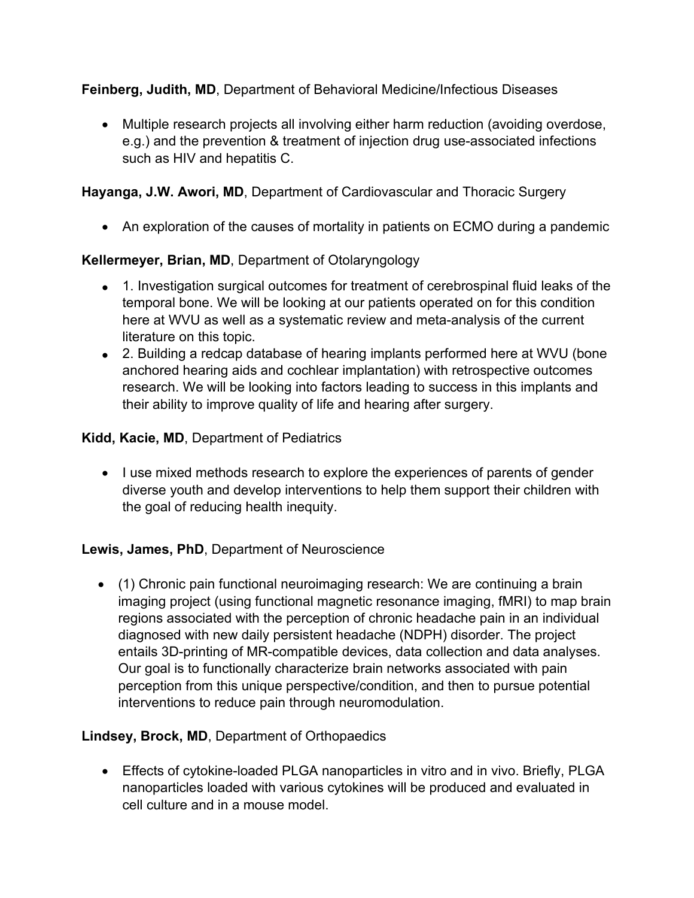**Feinberg, Judith, MD**, Department of Behavioral Medicine/Infectious Diseases

- Multiple research projects all involving either harm reduction (avoiding overdose, e.g.) and the prevention & treatment of injection drug use-associated infections such as HIV and hepatitis C.

**Hayanga, J.W. Awori, MD**, Department of Cardiovascular and Thoracic Surgery

- An exploration of the causes of mortality in patients on ECMO during a pandemic

**Kellermeyer, Brian, MD**, Department of Otolaryngology

- 1. Investigation surgical outcomes for treatment of cerebrospinal fluid leaks of the temporal bone. We will be looking at our patients operated on for this condition here at WVU as well as a systematic review and meta-analysis of the current literature on this topic.
- 2. Building a redcap database of hearing implants performed here at WVU (bone anchored hearing aids and cochlear implantation) with retrospective outcomes research. We will be looking into factors leading to success in this implants and their ability to improve quality of life and hearing after surgery.

**Kidd, Kacie, MD**, Department of Pediatrics

- I use mixed methods research to explore the experiences of parents of gender diverse youth and develop interventions to help them support their children with the goal of reducing health inequity.

**Lewis, James, PhD**, Department of Neuroscience

- (1) Chronic pain functional neuroimaging research: We are continuing a brain imaging project (using functional magnetic resonance imaging, fMRI) to map brain regions associated with the perception of chronic headache pain in an individual diagnosed with new daily persistent headache (NDPH) disorder. The project entails 3D-printing of MR-compatible devices, data collection and data analyses. Our goal is to functionally characterize brain networks associated with pain perception from this unique perspective/condition, and then to pursue potential interventions to reduce pain through neuromodulation.

**Lindsey, Brock, MD**, Department of Orthopaedics

- Effects of cytokine-loaded PLGA nanoparticles in vitro and in vivo. Briefly, PLGA nanoparticles loaded with various cytokines will be produced and evaluated in cell culture and in a mouse model.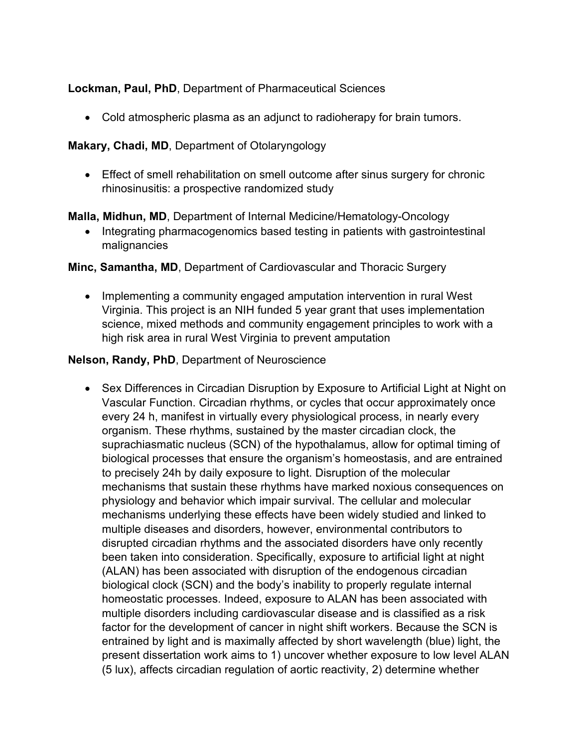**Lockman, Paul, PhD**, Department of Pharmaceutical Sciences

- Cold atmospheric plasma as an adjunct to radioherapy for brain tumors.

**Makary, Chadi, MD**, Department of Otolaryngology

- Effect of smell rehabilitation on smell outcome after sinus surgery for chronic rhinosinusitis: a prospective randomized study

**Malla, Midhun, MD**, Department of Internal Medicine/Hematology-Oncology

- Integrating pharmacogenomics based testing in patients with gastrointestinal malignancies

**Minc, Samantha, MD**, Department of Cardiovascular and Thoracic Surgery

- Implementing a community engaged amputation intervention in rural West Virginia. This project is an NIH funded 5 year grant that uses implementation science, mixed methods and community engagement principles to work with a high risk area in rural West Virginia to prevent amputation

**Nelson, Randy, PhD**, Department of Neuroscience

- Sex Differences in Circadian Disruption by Exposure to Artificial Light at Night on Vascular Function. Circadian rhythms, or cycles that occur approximately once every 24 h, manifest in virtually every physiological process, in nearly every organism. These rhythms, sustained by the master circadian clock, the suprachiasmatic nucleus (SCN) of the hypothalamus, allow for optimal timing of biological processes that ensure the organism's homeostasis, and are entrained to precisely 24h by daily exposure to light. Disruption of the molecular mechanisms that sustain these rhythms have marked noxious consequences on physiology and behavior which impair survival. The cellular and molecular mechanisms underlying these effects have been widely studied and linked to multiple diseases and disorders, however, environmental contributors to disrupted circadian rhythms and the associated disorders have only recently been taken into consideration. Specifically, exposure to artificial light at night (ALAN) has been associated with disruption of the endogenous circadian biological clock (SCN) and the body's inability to properly regulate internal homeostatic processes. Indeed, exposure to ALAN has been associated with multiple disorders including cardiovascular disease and is classified as a risk factor for the development of cancer in night shift workers. Because the SCN is entrained by light and is maximally affected by short wavelength (blue) light, the present dissertation work aims to 1) uncover whether exposure to low level ALAN (5 lux), affects circadian regulation of aortic reactivity, 2) determine whether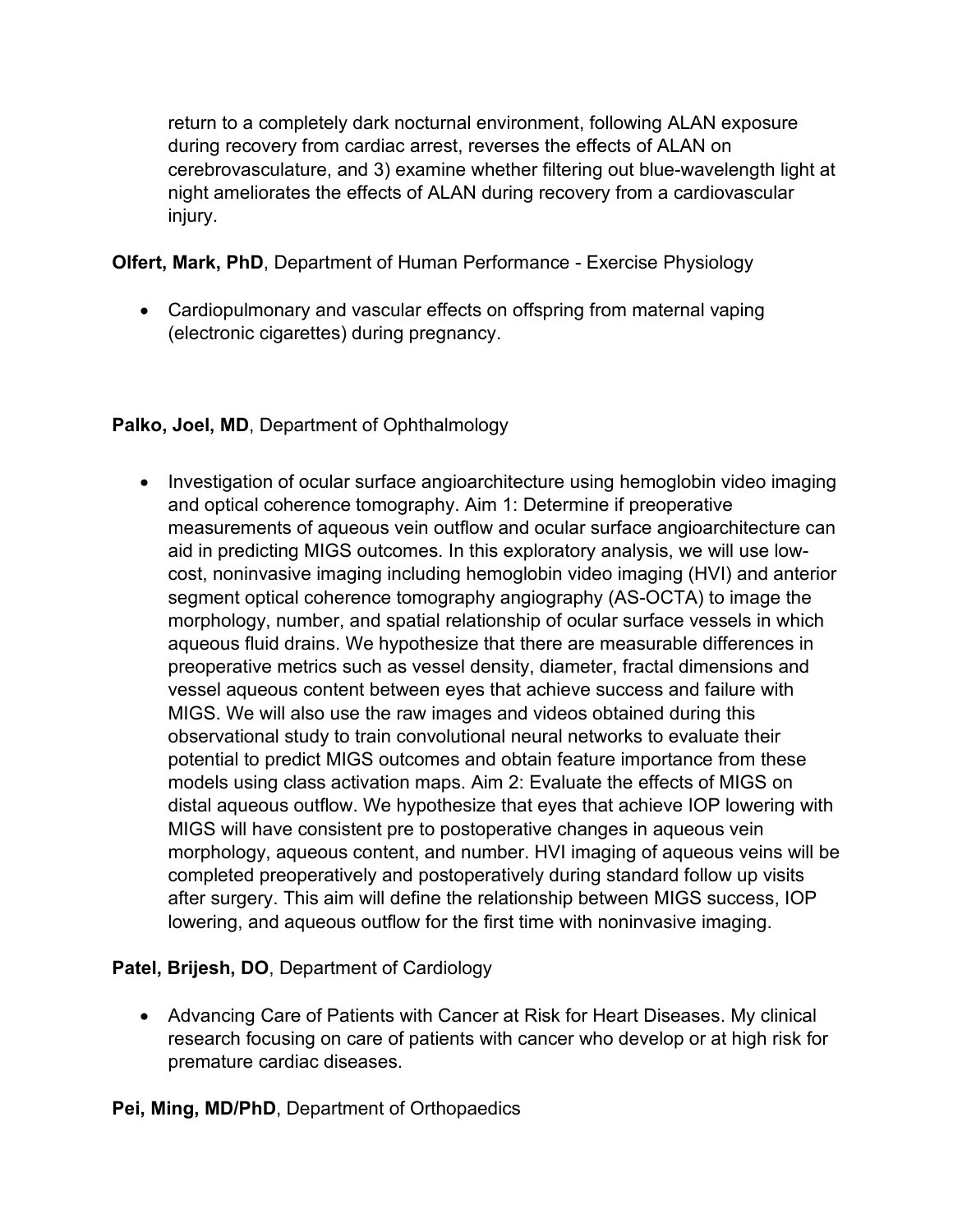return to a completely dark nocturnal environment, following ALAN exposure during recovery from cardiac arrest, reverses the effects of ALAN on cerebrovasculature, and 3) examine whether filtering out blue-wavelength light at night ameliorates the effects of ALAN during recovery from a cardiovascular injury.

**Olfert, Mark, PhD**, Department of Human Performance - Exercise Physiology

- Cardiopulmonary and vascular effects on offspring from maternal vaping (electronic cigarettes) during pregnancy.

**Palko, Joel, MD**, Department of Ophthalmology

- Investigation of ocular surface angioarchitecture using hemoglobin video imaging and optical coherence tomography. Aim 1: Determine if preoperative measurements of aqueous vein outflow and ocular surface angioarchitecture can aid in predicting MIGS outcomes. In this exploratory analysis, we will use low-cost, noninvasive imaging including hemoglobin video imaging (HVI) and anterior segment optical coherence tomography angiography (AS-OCTA) to image the morphology, number, and spatial relationship of ocular surface vessels in which aqueous fluid drains. We hypothesize that there are measurable differences in preoperative metrics such as vessel density, diameter, fractal dimensions and vessel aqueous content between eyes that achieve success and failure with MIGS. We will also use the raw images and videos obtained during this observational study to train convolutional neural networks to evaluate their potential to predict MIGS outcomes and obtain feature importance from these models using class activation maps. Aim 2: Evaluate the effects of MIGS on distal aqueous outflow. We hypothesize that eyes that achieve IOP lowering with MIGS will have consistent pre to postoperative changes in aqueous vein morphology, aqueous content, and number. HVI imaging of aqueous veins will be completed preoperatively and postoperatively during standard follow up visits after surgery. This aim will define the relationship between MIGS success, IOP lowering, and aqueous outflow for the first time with noninvasive imaging.

**Patel, Brijesh, DO**, Department of Cardiology

- Advancing Care of Patients with Cancer at Risk for Heart Diseases. My clinical research focusing on care of patients with cancer who develop or at high risk for premature cardiac diseases.

**Pei, Ming, MD/PhD**, Department of Orthopaedics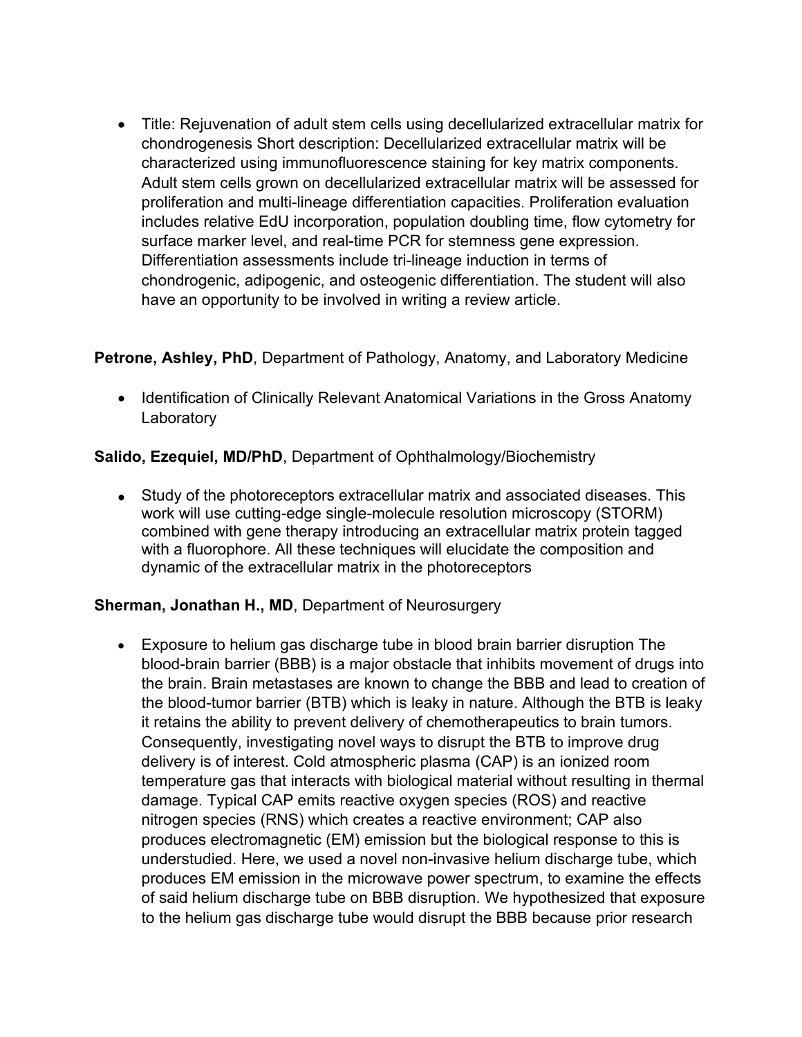- Title: Rejuvenation of adult stem cells using decellularized extracellular matrix for chondrogenesis Short description: Decellularized extracellular matrix will be characterized using immunofluorescence staining for key matrix components. Adult stem cells grown on decellularized extracellular matrix will be assessed for proliferation and multi-lineage differentiation capacities. Proliferation evaluation includes relative EdU incorporation, population doubling time, flow cytometry for surface marker level, and real-time PCR for stemness gene expression. Differentiation assessments include tri-lineage induction in terms of chondrogenic, adipogenic, and osteogenic differentiation. The student will also have an opportunity to be involved in writing a review article.

**Petrone, Ashley, PhD**, Department of Pathology, Anatomy, and Laboratory Medicine

- Identification of Clinically Relevant Anatomical Variations in the Gross Anatomy Laboratory

**Salido, Ezequiel, MD/PhD**, Department of Ophthalmology/Biochemistry

- Study of the photoreceptors extracellular matrix and associated diseases. This work will use cutting-edge single-molecule resolution microscopy (STORM) combined with gene therapy introducing an extracellular matrix protein tagged with a fluorophore. All these techniques will elucidate the composition and dynamic of the extracellular matrix in the photoreceptors

**Sherman, Jonathan H., MD**, Department of Neurosurgery

- Exposure to helium gas discharge tube in blood brain barrier disruption The blood-brain barrier (BBB) is a major obstacle that inhibits movement of drugs into the brain. Brain metastases are known to change the BBB and lead to creation of the blood-tumor barrier (BTB) which is leaky in nature. Although the BTB is leaky it retains the ability to prevent delivery of chemotherapeutics to brain tumors. Consequently, investigating novel ways to disrupt the BTB to improve drug delivery is of interest. Cold atmospheric plasma (CAP) is an ionized room temperature gas that interacts with biological material without resulting in thermal damage. Typical CAP emits reactive oxygen species (ROS) and reactive nitrogen species (RNS) which creates a reactive environment; CAP also produces electromagnetic (EM) emission but the biological response to this is understudied. Here, we used a novel non-invasive helium discharge tube, which produces EM emission in the microwave power spectrum, to examine the effects of said helium discharge tube on BBB disruption. We hypothesized that exposure to the helium gas discharge tube would disrupt the BBB because prior research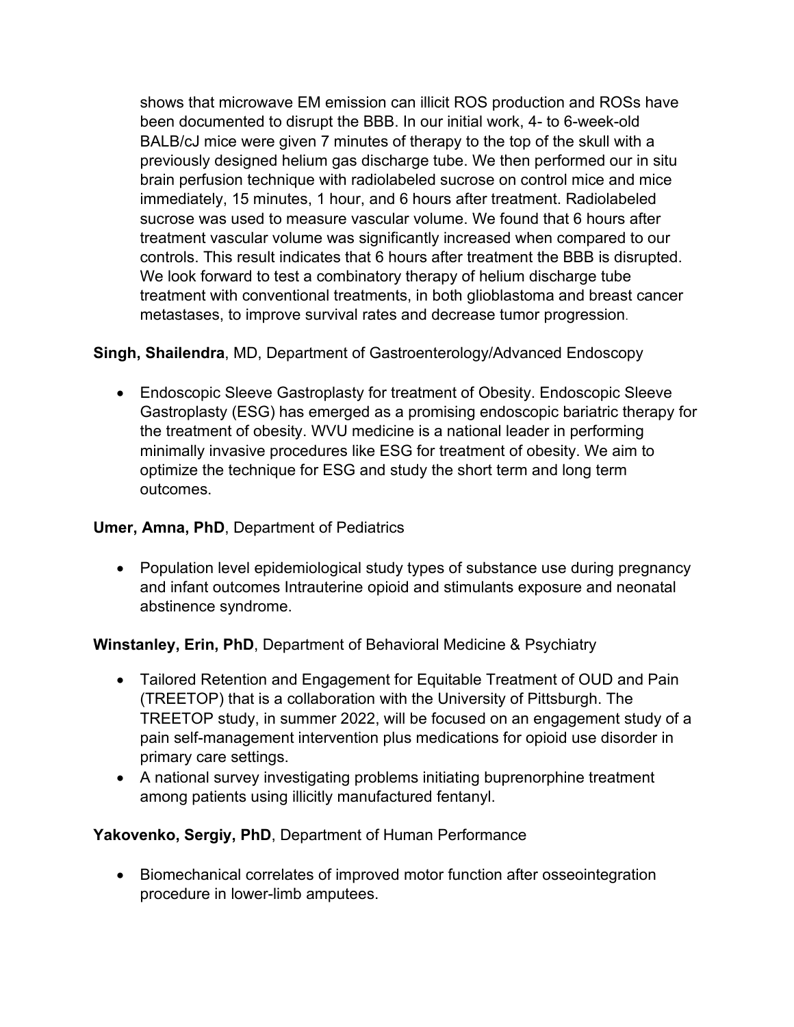shows that microwave EM emission can illicit ROS production and ROSs have been documented to disrupt the BBB. In our initial work, 4- to 6-week-old BALB/cJ mice were given 7 minutes of therapy to the top of the skull with a previously designed helium gas discharge tube. We then performed our in situ brain perfusion technique with radiolabeled sucrose on control mice and mice immediately, 15 minutes, 1 hour, and 6 hours after treatment. Radiolabeled sucrose was used to measure vascular volume. We found that 6 hours after treatment vascular volume was significantly increased when compared to our controls. This result indicates that 6 hours after treatment the BBB is disrupted. We look forward to test a combinatory therapy of helium discharge tube treatment with conventional treatments, in both glioblastoma and breast cancer metastases, to improve survival rates and decrease tumor progression.

**Singh, Shailendra**, MD, Department of Gastroenterology/Advanced Endoscopy

- Endoscopic Sleeve Gastroplasty for treatment of Obesity. Endoscopic Sleeve Gastroplasty (ESG) has emerged as a promising endoscopic bariatric therapy for the treatment of obesity. WVU medicine is a national leader in performing minimally invasive procedures like ESG for treatment of obesity. We aim to optimize the technique for ESG and study the short term and long term outcomes.

**Umer, Amna, PhD**, Department of Pediatrics

- Population level epidemiological study types of substance use during pregnancy and infant outcomes Intrauterine opioid and stimulants exposure and neonatal abstinence syndrome.

**Winstanley, Erin, PhD**, Department of Behavioral Medicine & Psychiatry

- Tailored Retention and Engagement for Equitable Treatment of OUD and Pain (TREETOP) that is a collaboration with the University of Pittsburgh. The TREETOP study, in summer 2022, will be focused on an engagement study of a pain self-management intervention plus medications for opioid use disorder in primary care settings.
- A national survey investigating problems initiating buprenorphine treatment among patients using illicitly manufactured fentanyl.

**Yakovenko, Sergiy, PhD**, Department of Human Performance

- Biomechanical correlates of improved motor function after osseointegration procedure in lower-limb amputees.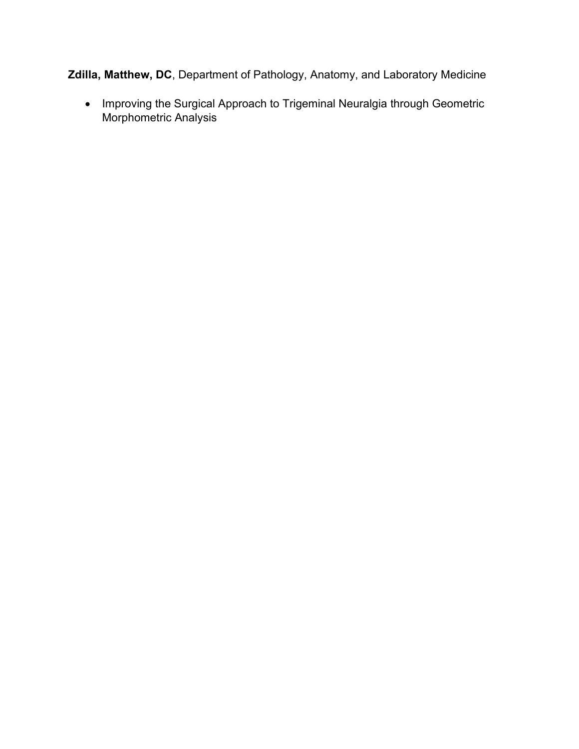**Zdilla, Matthew, DC**, Department of Pathology, Anatomy, and Laboratory Medicine

- Improving the Surgical Approach to Trigeminal Neuralgia through Geometric Morphometric Analysis